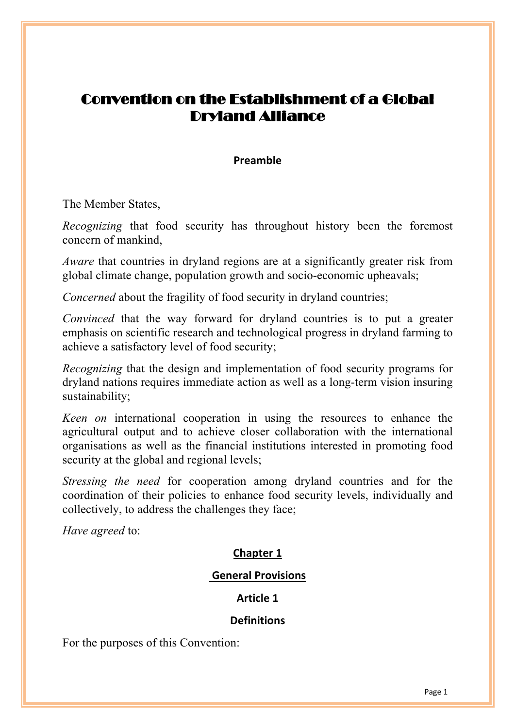# Convention on the Establishment of a Global Dryland Alliance

## Preamble

The Member States,

*Recognizing* that food security has throughout history been the foremost concern of mankind,

*Aware* that countries in dryland regions are at a significantly greater risk from global climate change, population growth and socio-economic upheavals;

*Concerned* about the fragility of food security in dryland countries;

*Convinced* that the way forward for dryland countries is to put a greater emphasis on scientific research and technological progress in dryland farming to achieve a satisfactory level of food security;

*Recognizing* that the design and implementation of food security programs for dryland nations requires immediate action as well as a long-term vision insuring sustainability;

*Keen on* international cooperation in using the resources to enhance the agricultural output and to achieve closer collaboration with the international organisations as well as the financial institutions interested in promoting food security at the global and regional levels;

*Stressing the need* for cooperation among dryland countries and for the coordination of their policies to enhance food security levels, individually and collectively, to address the challenges they face;

*Have agreed* to:

## Chapter 1

## General Provisions

### Article 1

### Definitions

For the purposes of this Convention: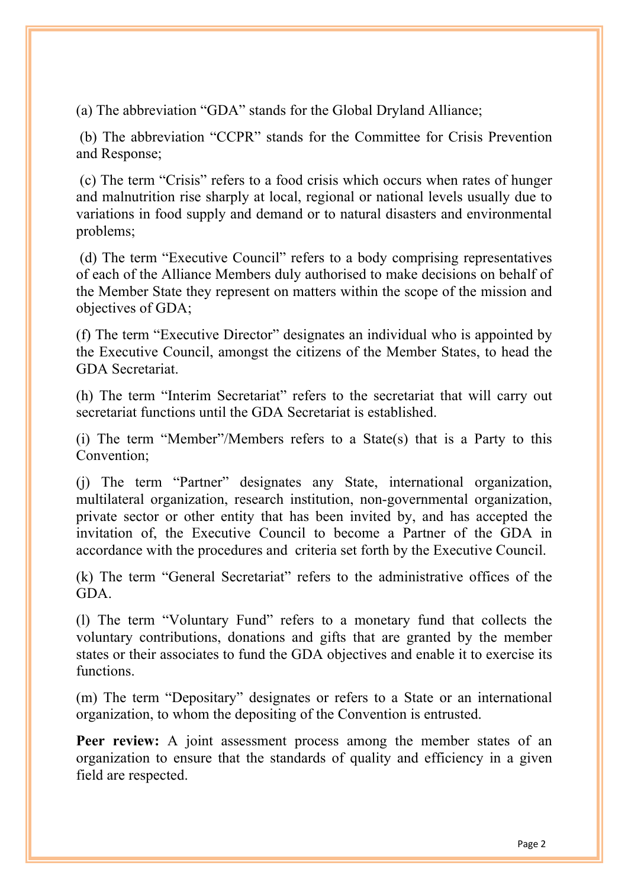(a) The abbreviation "GDA" stands for the Global Dryland Alliance;

(b) The abbreviation "CCPR" stands for the Committee for Crisis Prevention and Response;

(c) The term "Crisis" refers to a food crisis which occurs when rates of hunger and malnutrition rise sharply at local, regional or national levels usually due to variations in food supply and demand or to natural disasters and environmental problems;

(d) The term "Executive Council" refers to a body comprising representatives of each of the Alliance Members duly authorised to make decisions on behalf of the Member State they represent on matters within the scope of the mission and objectives of GDA;

(f) The term "Executive Director" designates an individual who is appointed by the Executive Council, amongst the citizens of the Member States, to head the GDA Secretariat.

(h) The term "Interim Secretariat" refers to the secretariat that will carry out secretariat functions until the GDA Secretariat is established.

(i) The term "Member"/Members refers to a State(s) that is a Party to this Convention;

(j) The term "Partner" designates any State, international organization, multilateral organization, research institution, non-governmental organization, private sector or other entity that has been invited by, and has accepted the invitation of, the Executive Council to become a Partner of the GDA in accordance with the procedures and criteria set forth by the Executive Council.

(k) The term "General Secretariat" refers to the administrative offices of the GDA.

(l) The term "Voluntary Fund" refers to a monetary fund that collects the voluntary contributions, donations and gifts that are granted by the member states or their associates to fund the GDA objectives and enable it to exercise its functions.

(m) The term "Depositary" designates or refers to a State or an international organization, to whom the depositing of the Convention is entrusted.

**Peer review:** A joint assessment process among the member states of an organization to ensure that the standards of quality and efficiency in a given field are respected.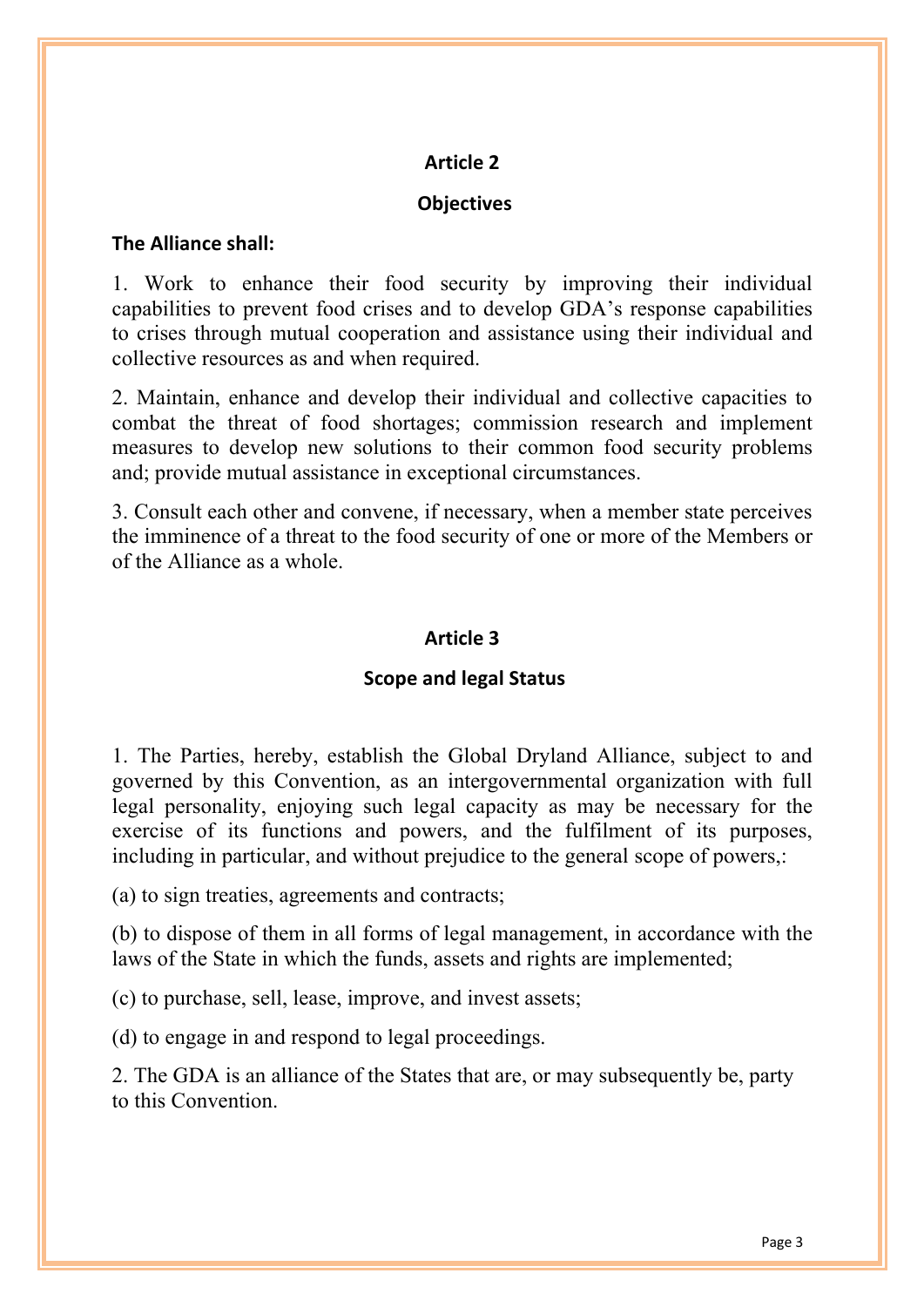## Article 2

## Objectives

**The Alliance shall:**

1. Work to enhance their food security by improving their individual capabilities to prevent food crises and to develop GDA's response capabilities to crises through mutual cooperation and assistance using their individual and collective resources as and when required.

2. Maintain, enhance and develop their individual and collective capacities to combat the threat of food shortages; commission research and implement measures to develop new solutions to their common food security problems and; provide mutual assistance in exceptional circumstances.

3. Consult each other and convene, if necessary, when a member state perceives the imminence of a threat to the food security of one or more of the Members or of the Alliance as a whole.

## Article 3

## Scope and legal Status

1. The Parties, hereby, establish the Global Dryland Alliance, subject to and governed by this Convention, as an intergovernmental organization with full legal personality, enjoying such legal capacity as may be necessary for the exercise of its functions and powers, and the fulfilment of its purposes, including in particular, and without prejudice to the general scope of powers,:

(a) to sign treaties, agreements and contracts;

(b) to dispose of them in all forms of legal management, in accordance with the laws of the State in which the funds, assets and rights are implemented;

(c) to purchase, sell, lease, improve, and invest assets;

(d) to engage in and respond to legal proceedings.

2. The GDA is an alliance of the States that are, or may subsequently be, party to this Convention.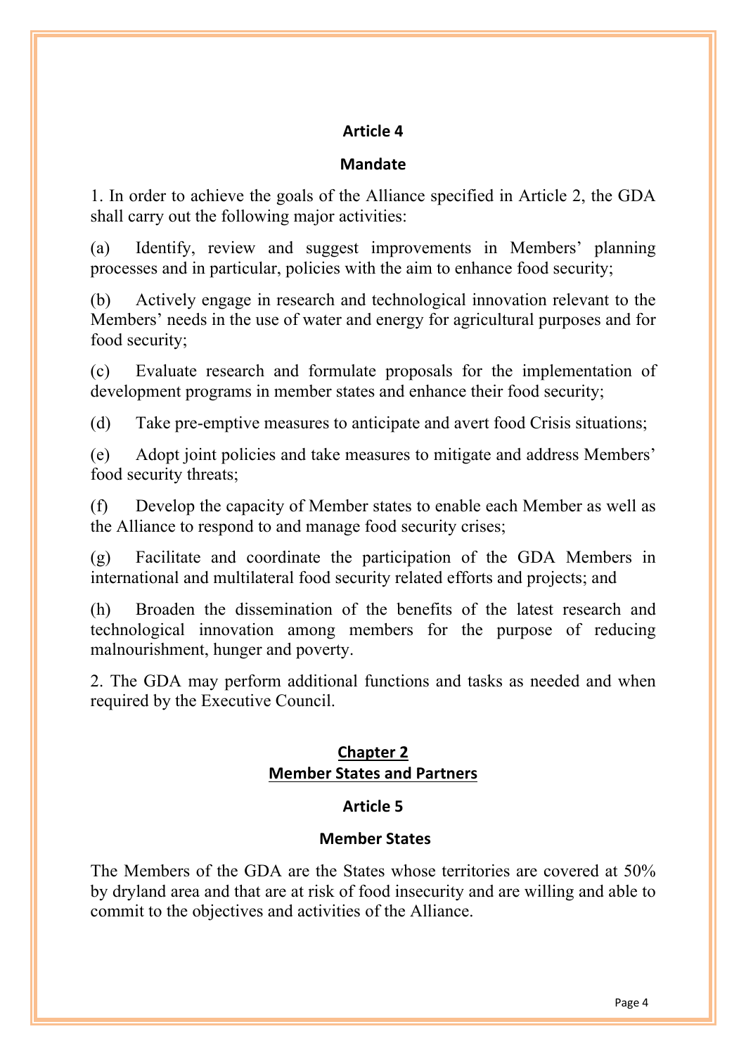## Article 4

### Mandate

1. In order to achieve the goals of the Alliance specified in Article 2, the GDA shall carry out the following major activities:

(a) Identify, review and suggest improvements in Members' planning processes and in particular, policies with the aim to enhance food security;

(b) Actively engage in research and technological innovation relevant to the Members' needs in the use of water and energy for agricultural purposes and for food security;

(c) Evaluate research and formulate proposals for the implementation of development programs in member states and enhance their food security;

(d) Take pre-emptive measures to anticipate and avert food Crisis situations;

(e) Adopt joint policies and take measures to mitigate and address Members' food security threats;

(f) Develop the capacity of Member states to enable each Member as well as the Alliance to respond to and manage food security crises;

(g) Facilitate and coordinate the participation of the GDA Members in international and multilateral food security related efforts and projects; and

(h) Broaden the dissemination of the benefits of the latest research and technological innovation among members for the purpose of reducing malnourishment, hunger and poverty.

2. The GDA may perform additional functions and tasks as needed and when required by the Executive Council.

# Chapter 2
# Member States and Partners

## Article 5

### Member States

The Members of the GDA are the States whose territories are covered at 50% by dryland area and that are at risk of food insecurity and are willing and able to commit to the objectives and activities of the Alliance.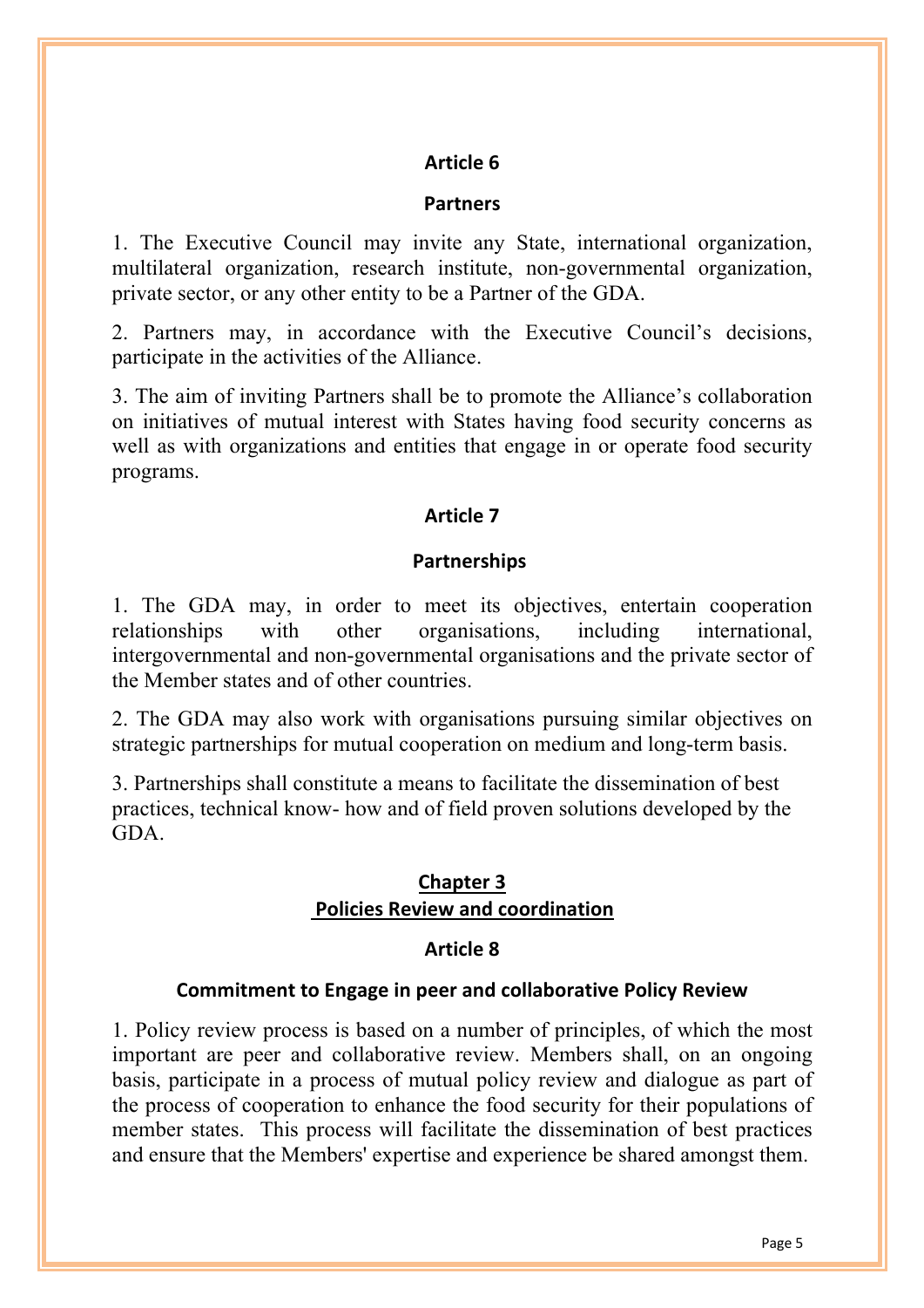## Article 6

### Partners

1. The Executive Council may invite any State, international organization, multilateral organization, research institute, non-governmental organization, private sector, or any other entity to be a Partner of the GDA.

2. Partners may, in accordance with the Executive Council's decisions, participate in the activities of the Alliance.

3. The aim of inviting Partners shall be to promote the Alliance's collaboration on initiatives of mutual interest with States having food security concerns as well as with organizations and entities that engage in or operate food security programs.

## Article 7

### Partnerships

1. The GDA may, in order to meet its objectives, entertain cooperation relationships with other organisations, including international, intergovernmental and non-governmental organisations and the private sector of the Member states and of other countries.

2. The GDA may also work with organisations pursuing similar objectives on strategic partnerships for mutual cooperation on medium and long-term basis.

3. Partnerships shall constitute a means to facilitate the dissemination of best practices, technical know- how and of field proven solutions developed by the GDA.

# Chapter 3
# Policies Review and coordination

## Article 8

### Commitment to Engage in peer and collaborative Policy Review

1. Policy review process is based on a number of principles, of which the most important are peer and collaborative review. Members shall, on an ongoing basis, participate in a process of mutual policy review and dialogue as part of the process of cooperation to enhance the food security for their populations of member states. This process will facilitate the dissemination of best practices and ensure that the Members' expertise and experience be shared amongst them.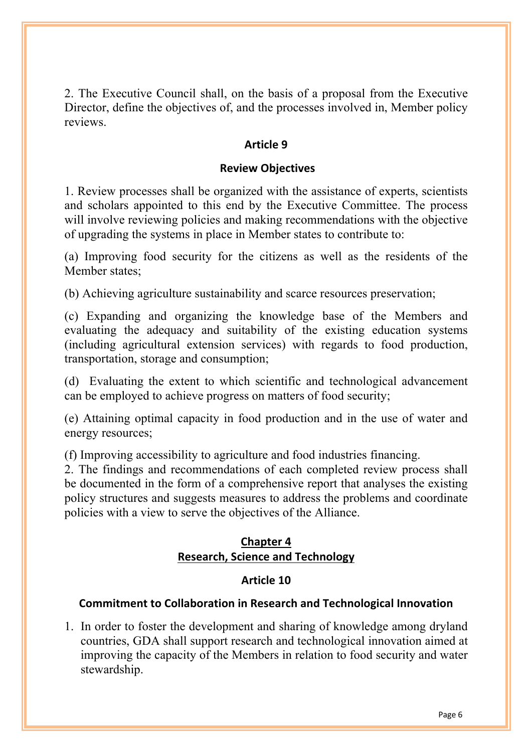2. The Executive Council shall, on the basis of a proposal from the Executive Director, define the objectives of, and the processes involved in, Member policy reviews.

### Article 9

### Review Objectives

1. Review processes shall be organized with the assistance of experts, scientists and scholars appointed to this end by the Executive Committee. The process will involve reviewing policies and making recommendations with the objective of upgrading the systems in place in Member states to contribute to:

(a) Improving food security for the citizens as well as the residents of the Member states;

(b) Achieving agriculture sustainability and scarce resources preservation;

(c) Expanding and organizing the knowledge base of the Members and evaluating the adequacy and suitability of the existing education systems (including agricultural extension services) with regards to food production, transportation, storage and consumption;

(d) Evaluating the extent to which scientific and technological advancement can be employed to achieve progress on matters of food security;

(e) Attaining optimal capacity in food production and in the use of water and energy resources;

(f) Improving accessibility to agriculture and food industries financing.

2. The findings and recommendations of each completed review process shall be documented in the form of a comprehensive report that analyses the existing policy structures and suggests measures to address the problems and coordinate policies with a view to serve the objectives of the Alliance.

## Chapter 4
## Research, Science and Technology

### Article 10

### Commitment to Collaboration in Research and Technological Innovation

1. In order to foster the development and sharing of knowledge among dryland countries, GDA shall support research and technological innovation aimed at improving the capacity of the Members in relation to food security and water stewardship.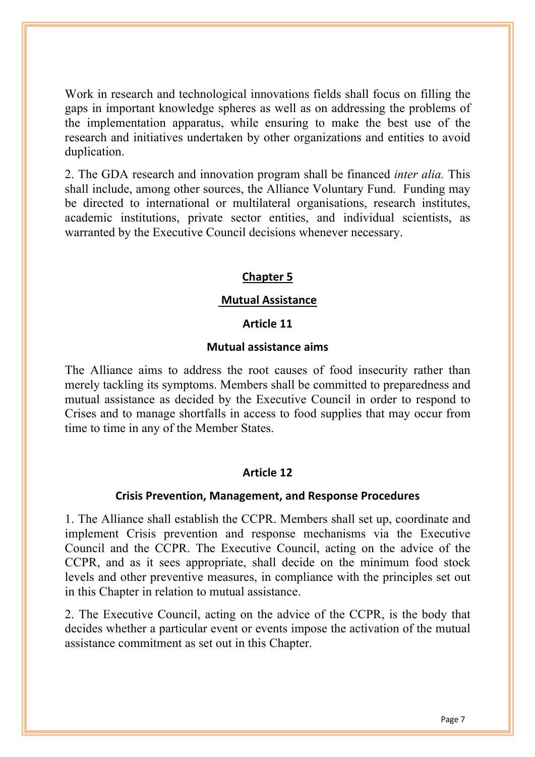Work in research and technological innovations fields shall focus on filling the gaps in important knowledge spheres as well as on addressing the problems of the implementation apparatus, while ensuring to make the best use of the research and initiatives undertaken by other organizations and entities to avoid duplication.

2. The GDA research and innovation program shall be financed *inter alia.* This shall include, among other sources, the Alliance Voluntary Fund. Funding may be directed to international or multilateral organisations, research institutes, academic institutions, private sector entities, and individual scientists, as warranted by the Executive Council decisions whenever necessary.

## Chapter 5

## Mutual Assistance

### Article 11

### Mutual assistance aims

The Alliance aims to address the root causes of food insecurity rather than merely tackling its symptoms. Members shall be committed to preparedness and mutual assistance as decided by the Executive Council in order to respond to Crises and to manage shortfalls in access to food supplies that may occur from time to time in any of the Member States.

### Article 12

### Crisis Prevention, Management, and Response Procedures

1. The Alliance shall establish the CCPR. Members shall set up, coordinate and implement Crisis prevention and response mechanisms via the Executive Council and the CCPR. The Executive Council, acting on the advice of the CCPR, and as it sees appropriate, shall decide on the minimum food stock levels and other preventive measures, in compliance with the principles set out in this Chapter in relation to mutual assistance.

2. The Executive Council, acting on the advice of the CCPR, is the body that decides whether a particular event or events impose the activation of the mutual assistance commitment as set out in this Chapter.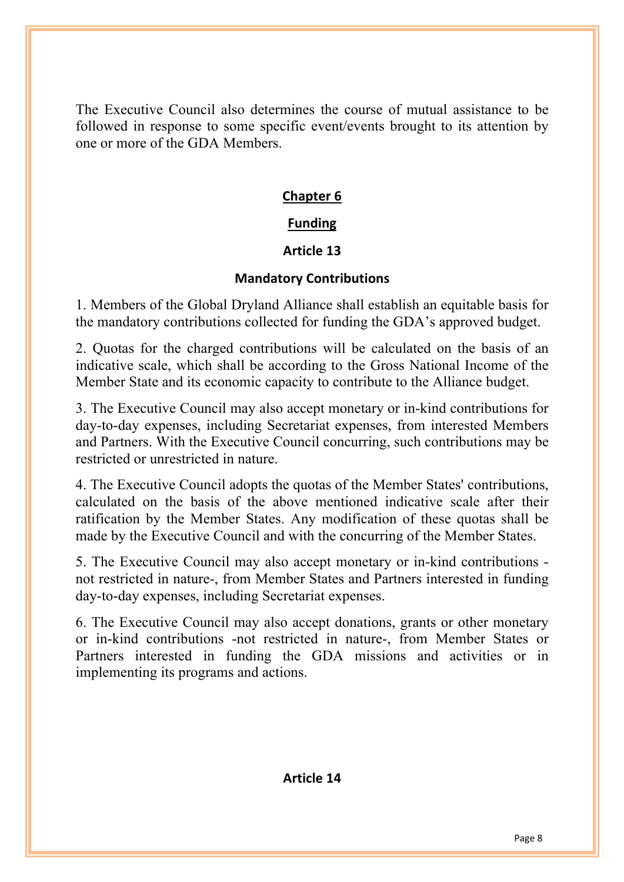The Executive Council also determines the course of mutual assistance to be followed in response to some specific event/events brought to its attention by one or more of the GDA Members.

## Chapter 6

## Funding

### Article 13

### Mandatory Contributions

1. Members of the Global Dryland Alliance shall establish an equitable basis for the mandatory contributions collected for funding the GDA's approved budget.

2. Quotas for the charged contributions will be calculated on the basis of an indicative scale, which shall be according to the Gross National Income of the Member State and its economic capacity to contribute to the Alliance budget.

3. The Executive Council may also accept monetary or in-kind contributions for day-to-day expenses, including Secretariat expenses, from interested Members and Partners. With the Executive Council concurring, such contributions may be restricted or unrestricted in nature.

4. The Executive Council adopts the quotas of the Member States' contributions, calculated on the basis of the above mentioned indicative scale after their ratification by the Member States. Any modification of these quotas shall be made by the Executive Council and with the concurring of the Member States.

5. The Executive Council may also accept monetary or in-kind contributions -not restricted in nature-, from Member States and Partners interested in funding day-to-day expenses, including Secretariat expenses.

6. The Executive Council may also accept donations, grants or other monetary or in-kind contributions -not restricted in nature-, from Member States or Partners interested in funding the GDA missions and activities or in implementing its programs and actions.

### Article 14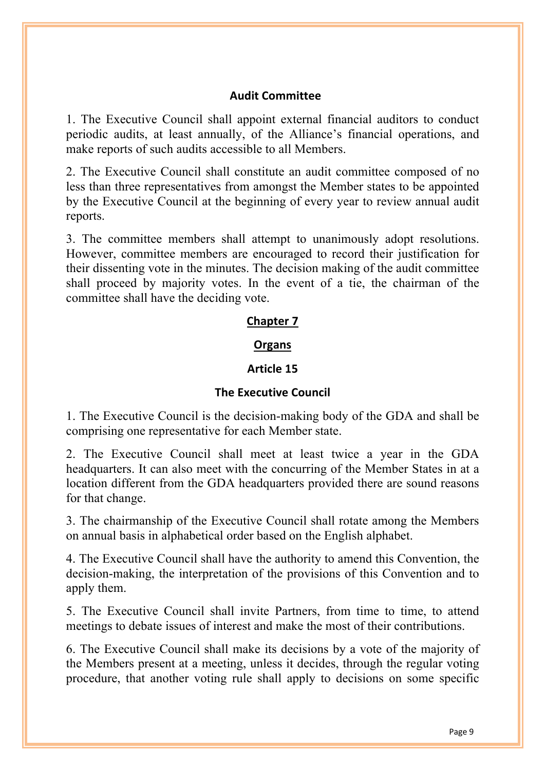**Audit Committee**

1. The Executive Council shall appoint external financial auditors to conduct periodic audits, at least annually, of the Alliance's financial operations, and make reports of such audits accessible to all Members.

2. The Executive Council shall constitute an audit committee composed of no less than three representatives from amongst the Member states to be appointed by the Executive Council at the beginning of every year to review annual audit reports.

3. The committee members shall attempt to unanimously adopt resolutions. However, committee members are encouraged to record their justification for their dissenting vote in the minutes. The decision making of the audit committee shall proceed by majority votes. In the event of a tie, the chairman of the committee shall have the deciding vote.

## Chapter 7

## Organs

### Article 15

### The Executive Council

1. The Executive Council is the decision-making body of the GDA and shall be comprising one representative for each Member state.

2. The Executive Council shall meet at least twice a year in the GDA headquarters. It can also meet with the concurring of the Member States in at a location different from the GDA headquarters provided there are sound reasons for that change.

3. The chairmanship of the Executive Council shall rotate among the Members on annual basis in alphabetical order based on the English alphabet.

4. The Executive Council shall have the authority to amend this Convention, the decision-making, the interpretation of the provisions of this Convention and to apply them.

5. The Executive Council shall invite Partners, from time to time, to attend meetings to debate issues of interest and make the most of their contributions.

6. The Executive Council shall make its decisions by a vote of the majority of the Members present at a meeting, unless it decides, through the regular voting procedure, that another voting rule shall apply to decisions on some specific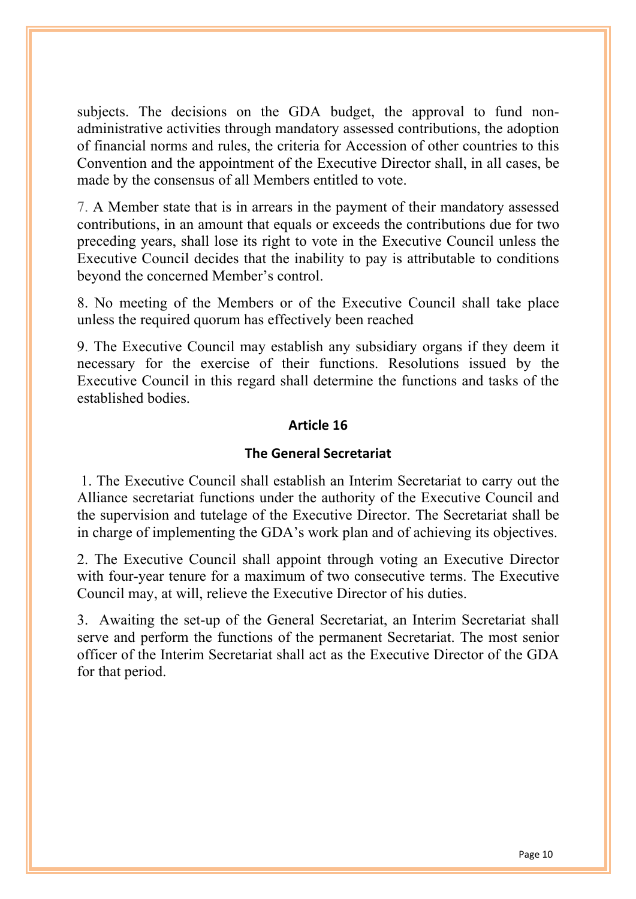subjects. The decisions on the GDA budget, the approval to fund non-administrative activities through mandatory assessed contributions, the adoption of financial norms and rules, the criteria for Accession of other countries to this Convention and the appointment of the Executive Director shall, in all cases, be made by the consensus of all Members entitled to vote.

7. A Member state that is in arrears in the payment of their mandatory assessed contributions, in an amount that equals or exceeds the contributions due for two preceding years, shall lose its right to vote in the Executive Council unless the Executive Council decides that the inability to pay is attributable to conditions beyond the concerned Member's control.

8. No meeting of the Members or of the Executive Council shall take place unless the required quorum has effectively been reached

9. The Executive Council may establish any subsidiary organs if they deem it necessary for the exercise of their functions. Resolutions issued by the Executive Council in this regard shall determine the functions and tasks of the established bodies.

## Article 16

## The General Secretariat

1. The Executive Council shall establish an Interim Secretariat to carry out the Alliance secretariat functions under the authority of the Executive Council and the supervision and tutelage of the Executive Director. The Secretariat shall be in charge of implementing the GDA's work plan and of achieving its objectives.

2. The Executive Council shall appoint through voting an Executive Director with four-year tenure for a maximum of two consecutive terms. The Executive Council may, at will, relieve the Executive Director of his duties.

3. Awaiting the set-up of the General Secretariat, an Interim Secretariat shall serve and perform the functions of the permanent Secretariat. The most senior officer of the Interim Secretariat shall act as the Executive Director of the GDA for that period.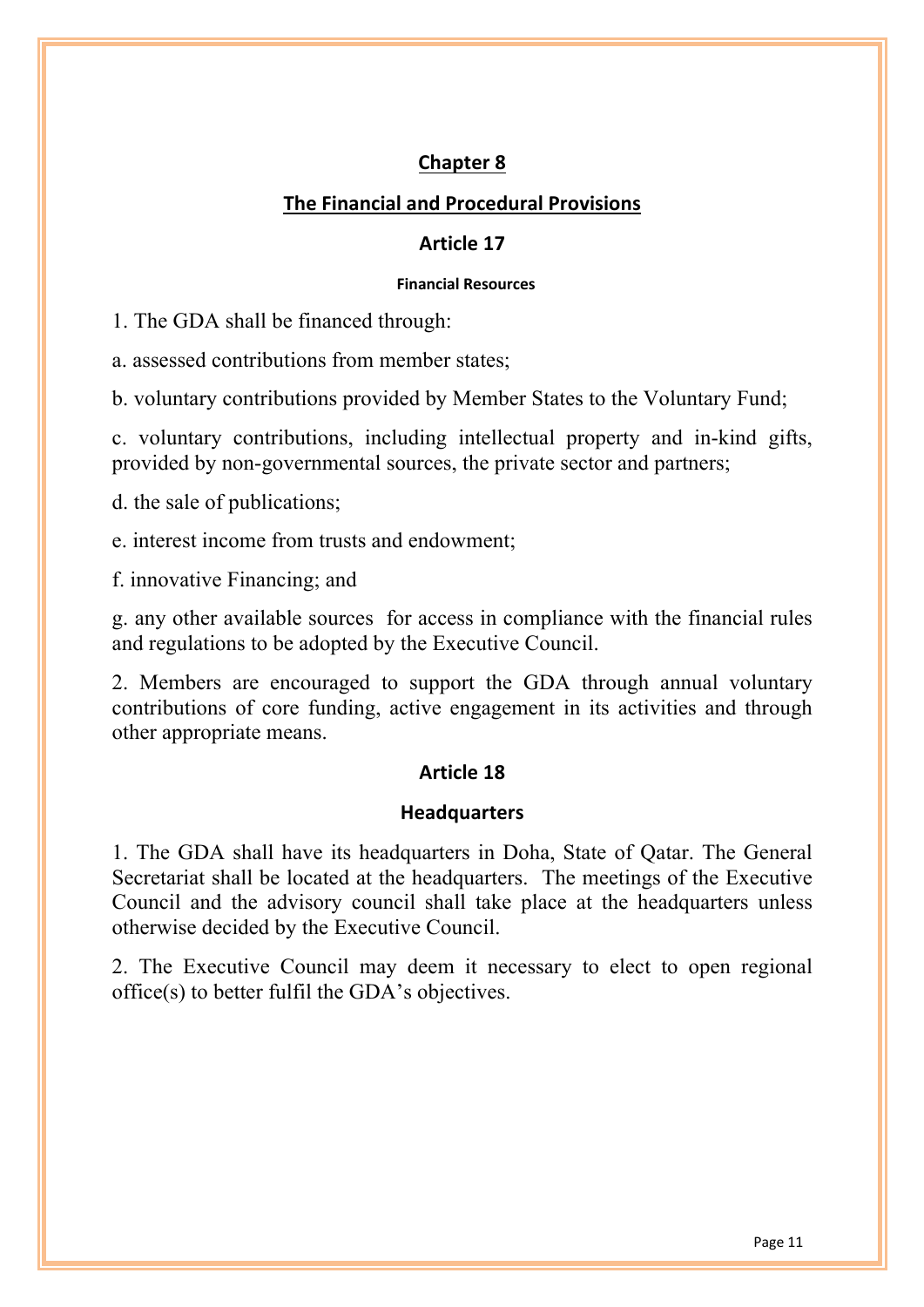## Chapter 8

## The Financial and Procedural Provisions

### Article 17

#### Financial Resources

1. The GDA shall be financed through:

a. assessed contributions from member states;

b. voluntary contributions provided by Member States to the Voluntary Fund;

c. voluntary contributions, including intellectual property and in-kind gifts, provided by non-governmental sources, the private sector and partners;

d. the sale of publications;

e. interest income from trusts and endowment;

f. innovative Financing; and

g. any other available sources for access in compliance with the financial rules and regulations to be adopted by the Executive Council.

2. Members are encouraged to support the GDA through annual voluntary contributions of core funding, active engagement in its activities and through other appropriate means.

### Article 18

#### Headquarters

1. The GDA shall have its headquarters in Doha, State of Qatar. The General Secretariat shall be located at the headquarters. The meetings of the Executive Council and the advisory council shall take place at the headquarters unless otherwise decided by the Executive Council.

2. The Executive Council may deem it necessary to elect to open regional office(s) to better fulfil the GDA's objectives.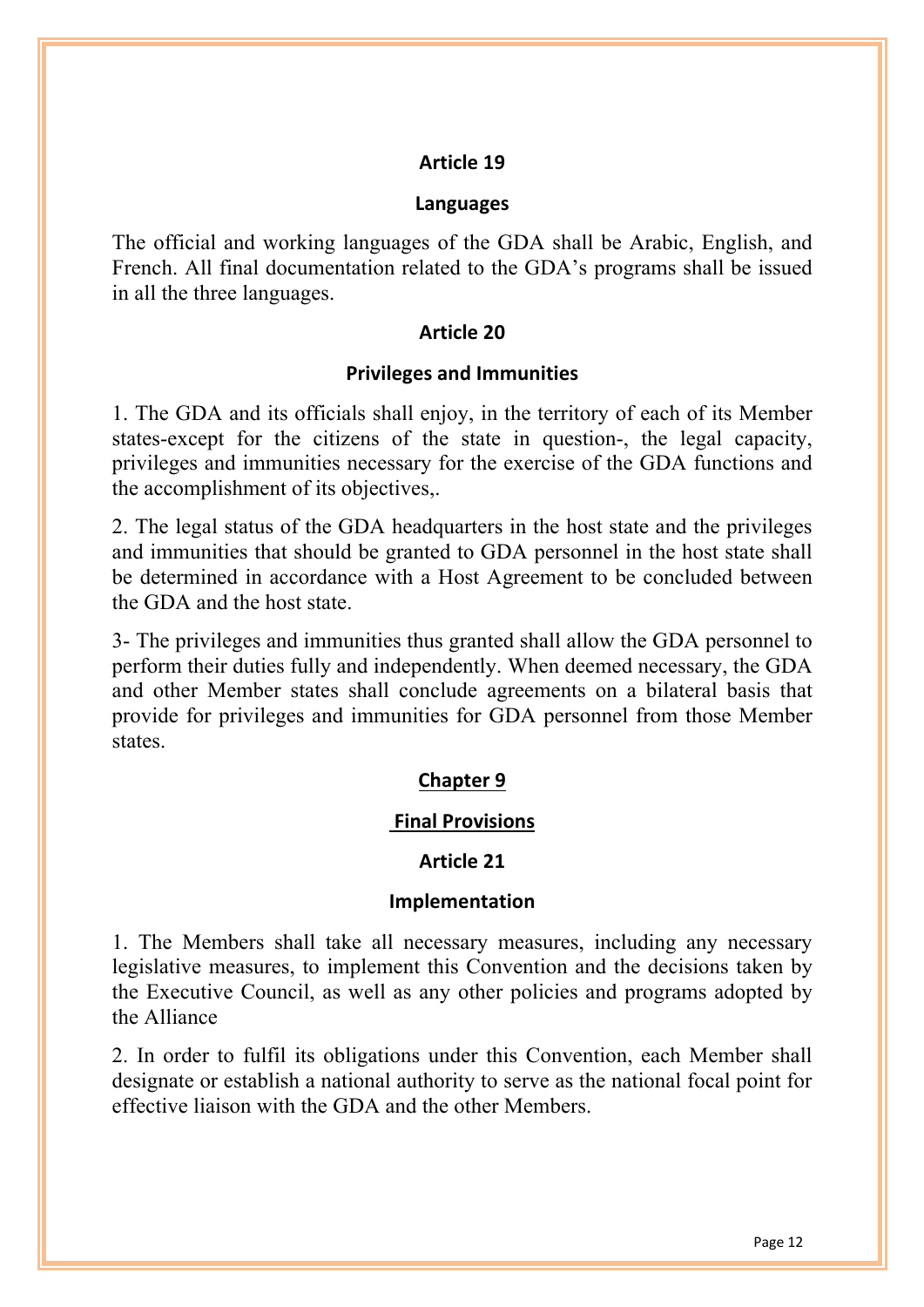### Article 19

### Languages

The official and working languages of the GDA shall be Arabic, English, and French. All final documentation related to the GDA's programs shall be issued in all the three languages.

### Article 20

### Privileges and Immunities

1. The GDA and its officials shall enjoy, in the territory of each of its Member states-except for the citizens of the state in question-, the legal capacity, privileges and immunities necessary for the exercise of the GDA functions and the accomplishment of its objectives,.

2. The legal status of the GDA headquarters in the host state and the privileges and immunities that should be granted to GDA personnel in the host state shall be determined in accordance with a Host Agreement to be concluded between the GDA and the host state.

3- The privileges and immunities thus granted shall allow the GDA personnel to perform their duties fully and independently. When deemed necessary, the GDA and other Member states shall conclude agreements on a bilateral basis that provide for privileges and immunities for GDA personnel from those Member states.

## Chapter 9

## Final Provisions

### Article 21

### Implementation

1. The Members shall take all necessary measures, including any necessary legislative measures, to implement this Convention and the decisions taken by the Executive Council, as well as any other policies and programs adopted by the Alliance

2. In order to fulfil its obligations under this Convention, each Member shall designate or establish a national authority to serve as the national focal point for effective liaison with the GDA and the other Members.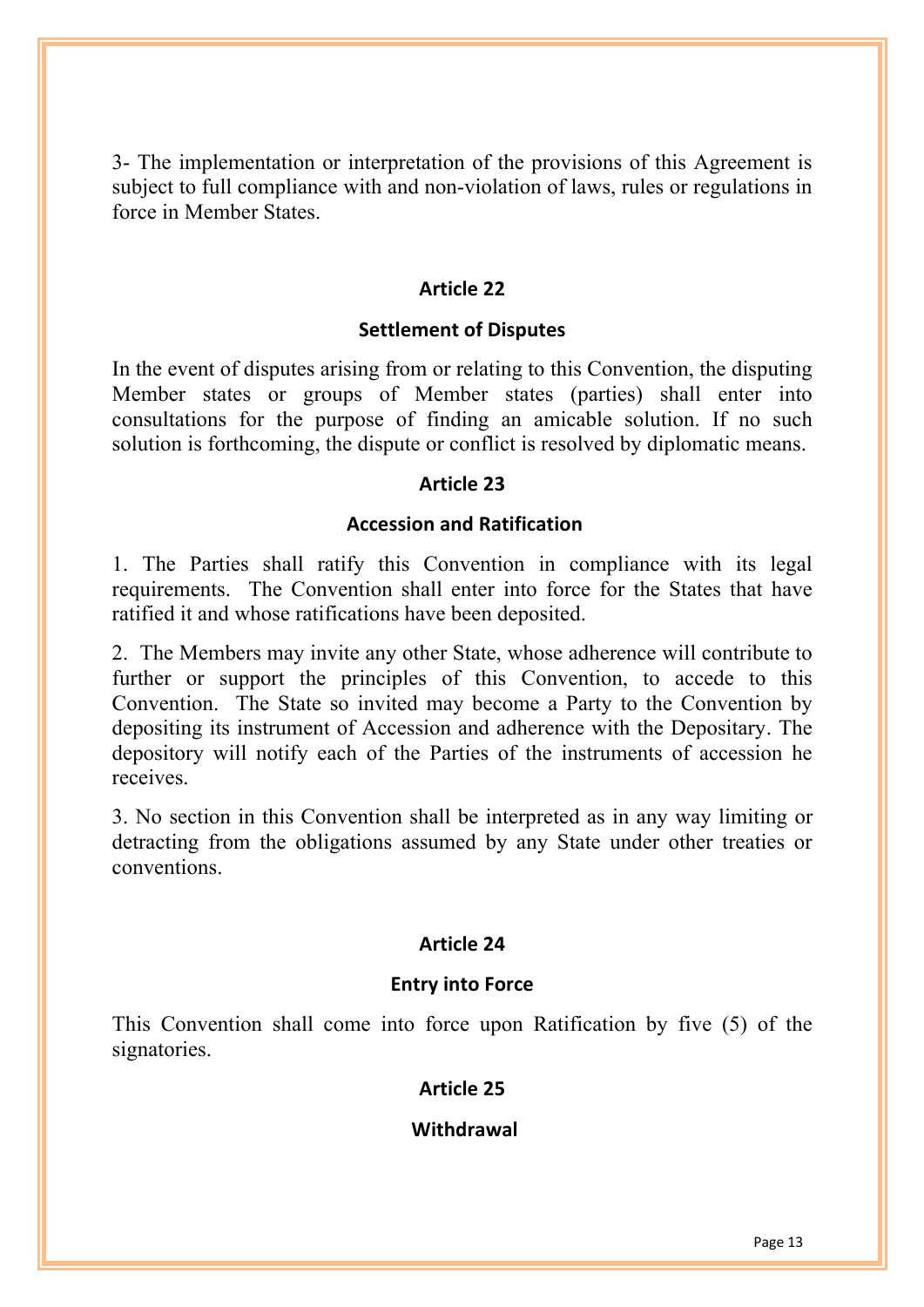3- The implementation or interpretation of the provisions of this Agreement is subject to full compliance with and non-violation of laws, rules or regulations in force in Member States.

### Article 22

### Settlement of Disputes

In the event of disputes arising from or relating to this Convention, the disputing Member states or groups of Member states (parties) shall enter into consultations for the purpose of finding an amicable solution. If no such solution is forthcoming, the dispute or conflict is resolved by diplomatic means.

### Article 23

### Accession and Ratification

1. The Parties shall ratify this Convention in compliance with its legal requirements. The Convention shall enter into force for the States that have ratified it and whose ratifications have been deposited.

2. The Members may invite any other State, whose adherence will contribute to further or support the principles of this Convention, to accede to this Convention. The State so invited may become a Party to the Convention by depositing its instrument of Accession and adherence with the Depositary. The depository will notify each of the Parties of the instruments of accession he receives.

3. No section in this Convention shall be interpreted as in any way limiting or detracting from the obligations assumed by any State under other treaties or conventions.

### Article 24

### Entry into Force

This Convention shall come into force upon Ratification by five (5) of the signatories.

### Article 25

### Withdrawal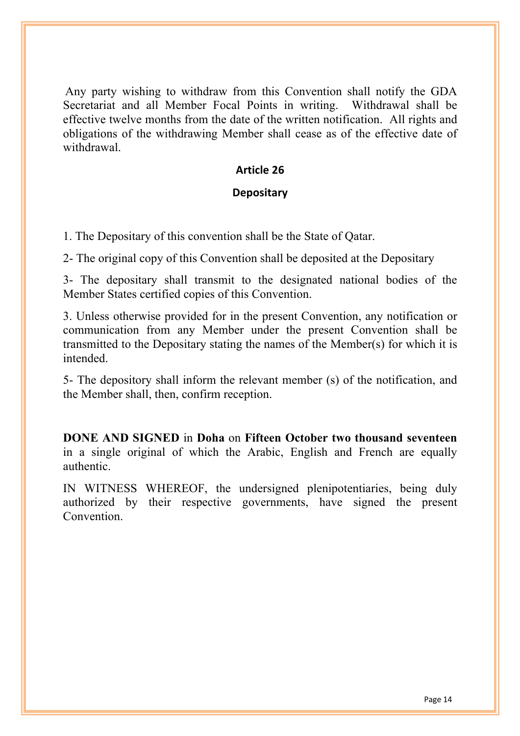Any party wishing to withdraw from this Convention shall notify the GDA Secretariat and all Member Focal Points in writing. Withdrawal shall be effective twelve months from the date of the written notification. All rights and obligations of the withdrawing Member shall cease as of the effective date of withdrawal.

## Article 26

## Depositary

1. The Depositary of this convention shall be the State of Qatar.

2- The original copy of this Convention shall be deposited at the Depositary

3- The depositary shall transmit to the designated national bodies of the Member States certified copies of this Convention.

3. Unless otherwise provided for in the present Convention, any notification or communication from any Member under the present Convention shall be transmitted to the Depositary stating the names of the Member(s) for which it is intended.

5- The depository shall inform the relevant member (s) of the notification, and the Member shall, then, confirm reception.

**DONE AND SIGNED** in **Doha** on **Fifteen October two thousand seventeen** in a single original of which the Arabic, English and French are equally authentic.

IN WITNESS WHEREOF, the undersigned plenipotentiaries, being duly authorized by their respective governments, have signed the present Convention.